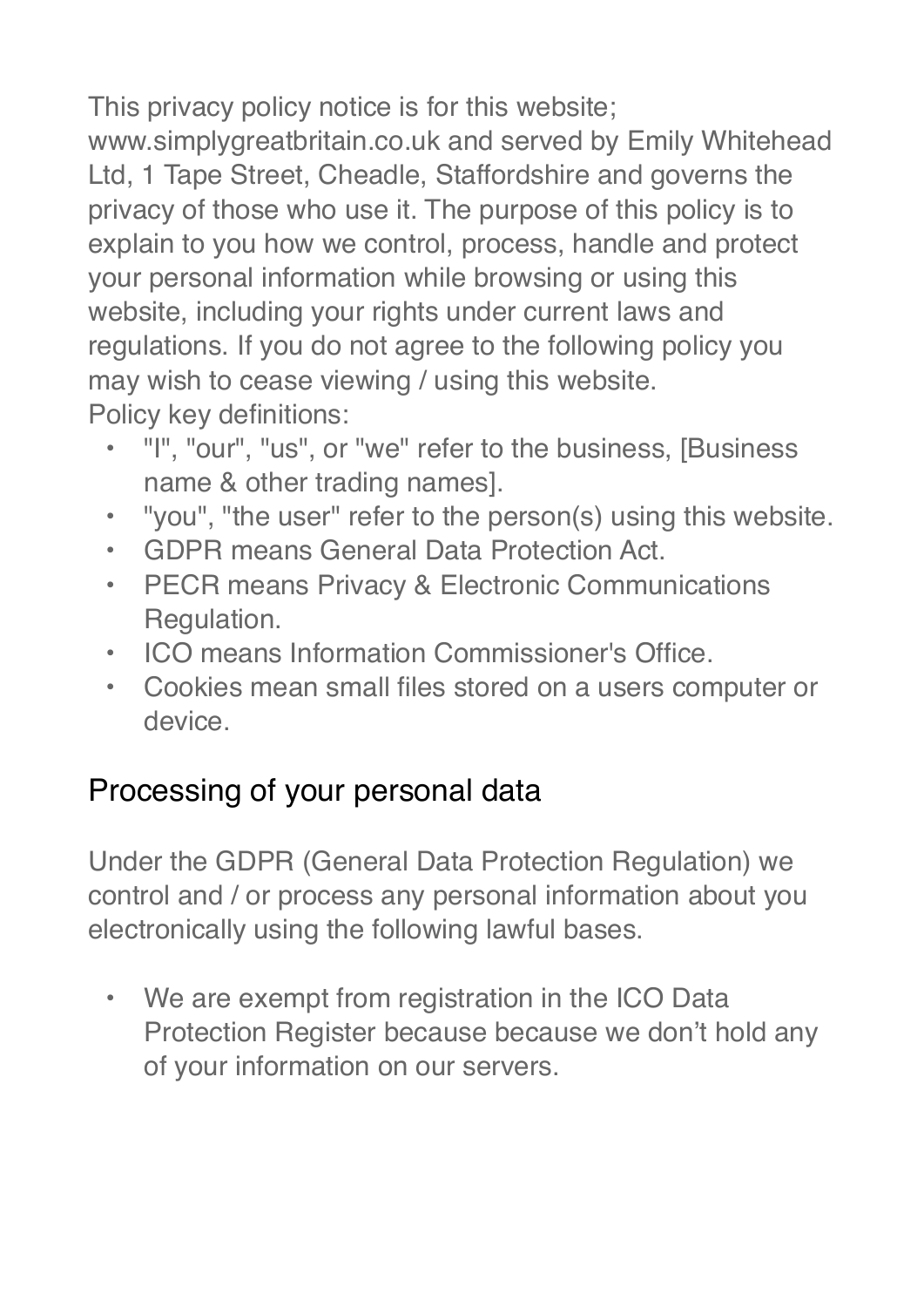This privacy policy notice is for this website; www.simplygreatbritain.co.uk and served by Emily Whitehead Ltd, 1 Tape Street, Cheadle, Staffordshire and governs the privacy of those who use it. The purpose of this policy is to explain to you how we control, process, handle and protect your personal information while browsing or using this website, including your rights under current laws and regulations. If you do not agree to the following policy you may wish to cease viewing / using this website.

Policy key definitions:

- "I", "our", "us", or "we" refer to the business, [Business name & other trading names].
- "you", "the user" refer to the person(s) using this website.
- GDPR means General Data Protection Act.
- PECR means Privacy & Electronic Communications Regulation.
- ICO means Information Commissioner's Office.
- Cookies mean small files stored on a users computer or device.

## Processing of your personal data

Under the GDPR (General Data Protection Regulation) we control and / or process any personal information about you electronically using the following lawful bases.

- We are exempt from registration in the ICO Data Protection Register because because we don't hold any of your information on our servers.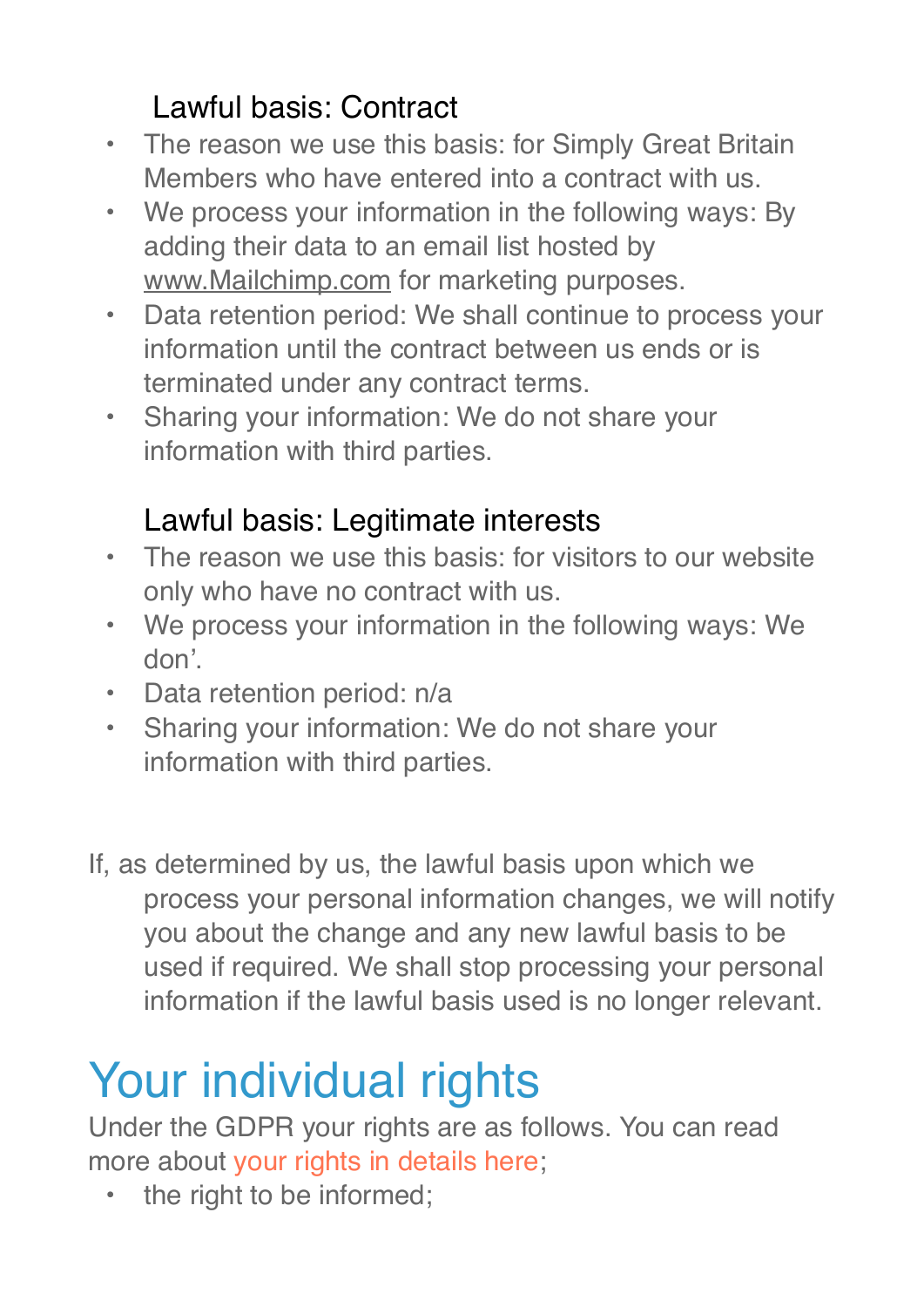### Lawful basis: Contract

- The reason we use this basis: for Simply Great Britain Members who have entered into a contract with us.
- We process your information in the following ways: By adding their data to an email list hosted by www.Mailchimp.com for marketing purposes.
- Data retention period: We shall continue to process your information until the contract between us ends or is terminated under any contract terms.
- Sharing your information: We do not share your information with third parties.

### Lawful basis: Legitimate interests

- The reason we use this basis: for visitors to our website only who have no contract with us.
- We process your information in the following ways: We don'.
- Data retention period: n/a
- Sharing your information: We do not share your information with third parties.

If, as determined by us, the lawful basis upon which we process your personal information changes, we will notify you about the change and any new lawful basis to be used if required. We shall stop processing your personal information if the lawful basis used is no longer relevant.

## Your individual rights

Under the GDPR your rights are as follows. You can read more about your rights in details here;

- the right to be informed;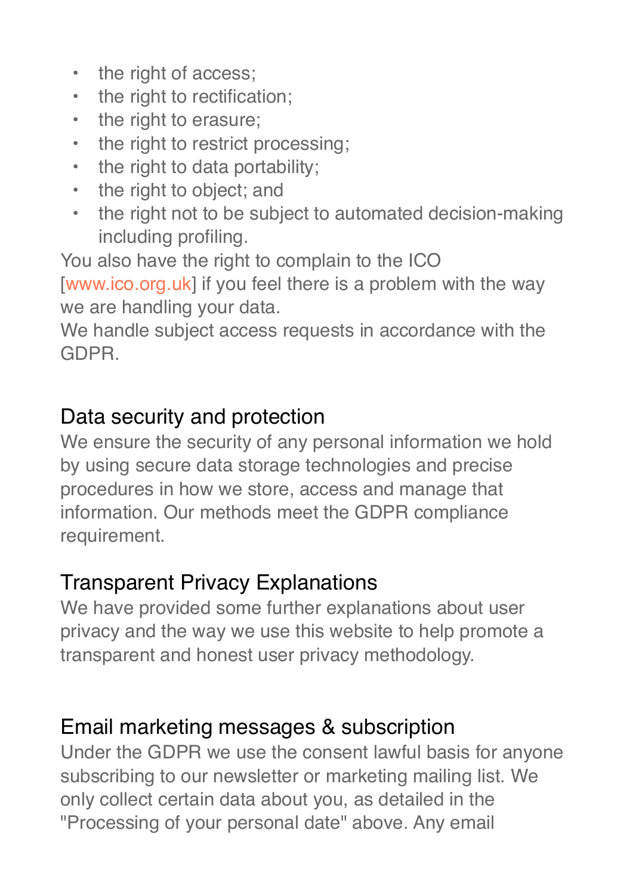- the right of access;
- the right to rectification;
- the right to erasure;
- the right to restrict processing;
- the right to data portability;
- the right to object; and
- the right not to be subject to automated decision-making including profiling.

You also have the right to complain to the ICO [www.ico.org.uk] if you feel there is a problem with the way we are handling your data.

We handle subject access requests in accordance with the GDPR.

## Data security and protection

We ensure the security of any personal information we hold by using secure data storage technologies and precise procedures in how we store, access and manage that information. Our methods meet the GDPR compliance requirement.

## Transparent Privacy Explanations

We have provided some further explanations about user privacy and the way we use this website to help promote a transparent and honest user privacy methodology.

## Email marketing messages & subscription

Under the GDPR we use the consent lawful basis for anyone subscribing to our newsletter or marketing mailing list. We only collect certain data about you, as detailed in the "Processing of your personal date" above. Any email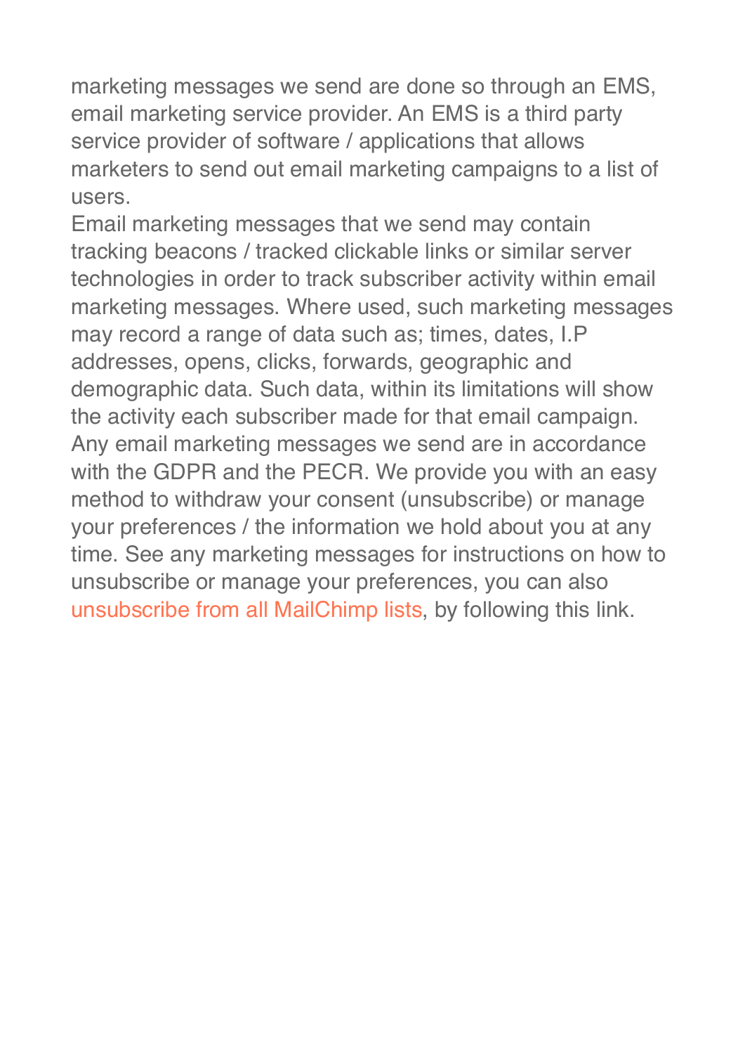marketing messages we send are done so through an EMS, email marketing service provider. An EMS is a third party service provider of software / applications that allows marketers to send out email marketing campaigns to a list of users.

Email marketing messages that we send may contain tracking beacons / tracked clickable links or similar server technologies in order to track subscriber activity within email marketing messages. Where used, such marketing messages may record a range of data such as; times, dates, I.P addresses, opens, clicks, forwards, geographic and demographic data. Such data, within its limitations will show the activity each subscriber made for that email campaign.

Any email marketing messages we send are in accordance with the GDPR and the PECR. We provide you with an easy method to withdraw your consent (unsubscribe) or manage your preferences / the information we hold about you at any time. See any marketing messages for instructions on how to unsubscribe or manage your preferences, you can also unsubscribe from all MailChimp lists, by following this link.